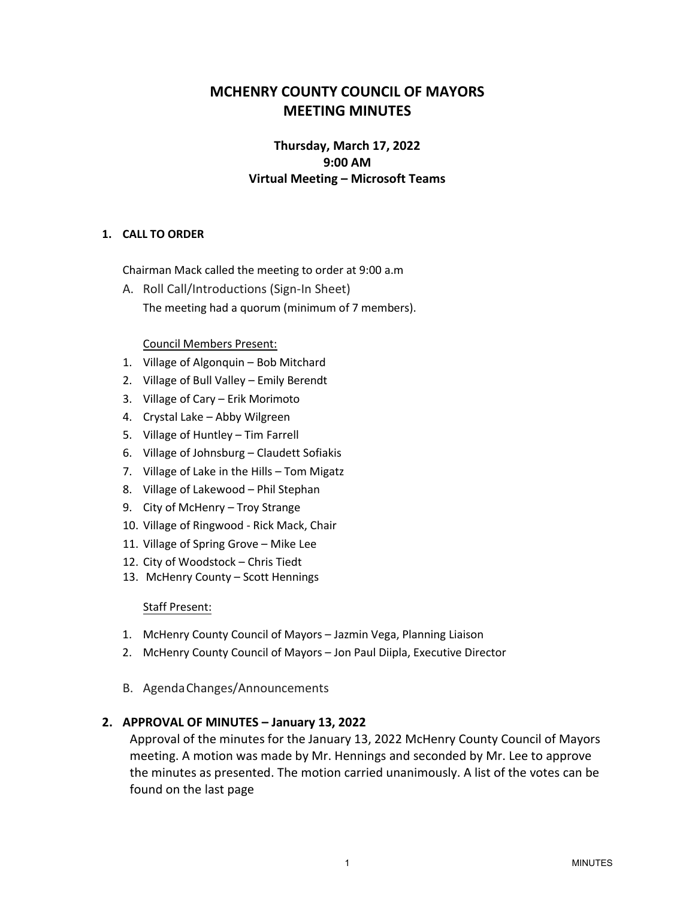# MCHENRY COUNTY COUNCIL OF MAYORS
# MEETING MINUTES

### Thursday, March 17, 2022
### 9:00 AM
### Virtual Meeting – Microsoft Teams

**1. CALL TO ORDER**

Chairman Mack called the meeting to order at 9:00 a.m

A. Roll Call/Introductions (Sign-In Sheet)

The meeting had a quorum (minimum of 7 members).

Council Members Present:

1. Village of Algonquin – Bob Mitchard
2. Village of Bull Valley – Emily Berendt
3. Village of Cary – Erik Morimoto
4. Crystal Lake – Abby Wilgreen
5. Village of Huntley – Tim Farrell
6. Village of Johnsburg – Claudett Sofiakis
7. Village of Lake in the Hills – Tom Migatz
8. Village of Lakewood – Phil Stephan
9. City of McHenry – Troy Strange
10. Village of Ringwood - Rick Mack, Chair
11. Village of Spring Grove – Mike Lee
12. City of Woodstock – Chris Tiedt
13. McHenry County – Scott Hennings

Staff Present:

1. McHenry County Council of Mayors – Jazmin Vega, Planning Liaison
2. McHenry County Council of Mayors – Jon Paul Diipla, Executive Director

B. Agenda Changes/Announcements

**2. APPROVAL OF MINUTES – January 13, 2022**

Approval of the minutes for the January 13, 2022 McHenry County Council of Mayors meeting. A motion was made by Mr. Hennings and seconded by Mr. Lee to approve the minutes as presented. The motion carried unanimously. A list of the votes can be found on the last page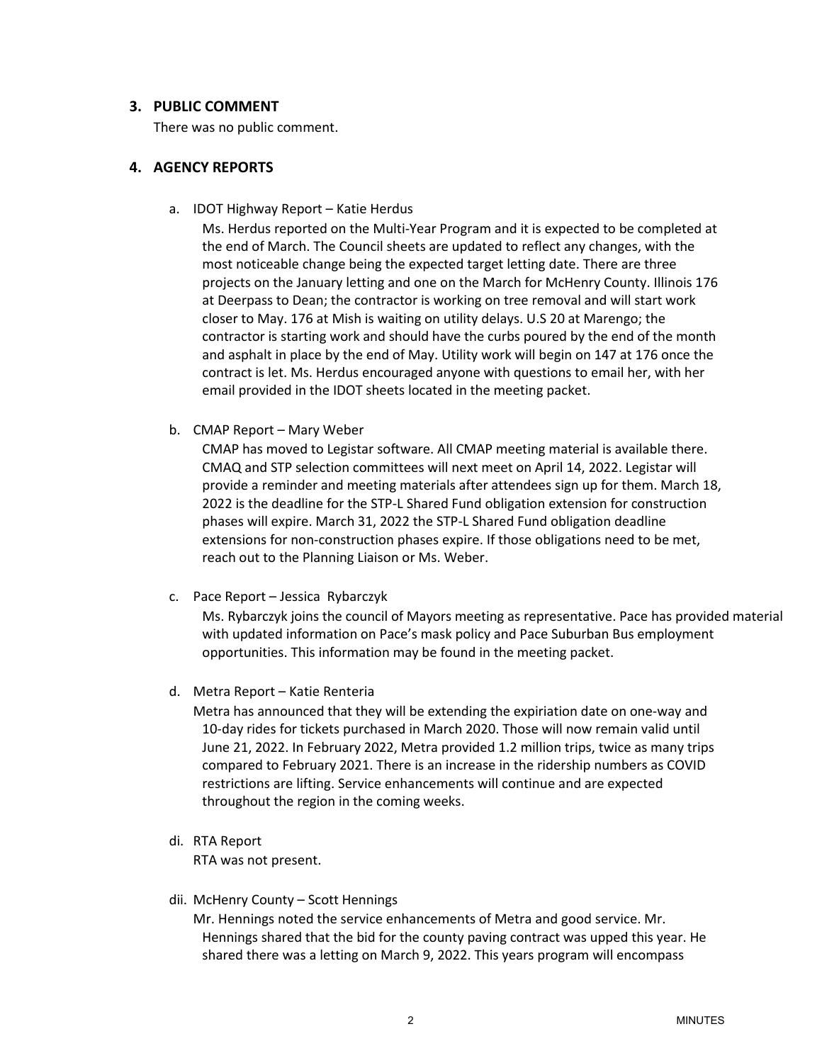## 3. PUBLIC COMMENT

There was no public comment.

## 4. AGENCY REPORTS

a. IDOT Highway Report – Katie Herdus

Ms. Herdus reported on the Multi-Year Program and it is expected to be completed at the end of March. The Council sheets are updated to reflect any changes, with the most noticeable change being the expected target letting date. There are three projects on the January letting and one on the March for McHenry County. Illinois 176 at Deerpass to Dean; the contractor is working on tree removal and will start work closer to May. 176 at Mish is waiting on utility delays. U.S 20 at Marengo; the contractor is starting work and should have the curbs poured by the end of the month and asphalt in place by the end of May. Utility work will begin on 147 at 176 once the contract is let. Ms. Herdus encouraged anyone with questions to email her, with her email provided in the IDOT sheets located in the meeting packet.

b. CMAP Report – Mary Weber

CMAP has moved to Legistar software. All CMAP meeting material is available there. CMAQ and STP selection committees will next meet on April 14, 2022. Legistar will provide a reminder and meeting materials after attendees sign up for them. March 18, 2022 is the deadline for the STP-L Shared Fund obligation extension for construction phases will expire. March 31, 2022 the STP-L Shared Fund obligation deadline extensions for non-construction phases expire. If those obligations need to be met, reach out to the Planning Liaison or Ms. Weber.

c. Pace Report – Jessica Rybarczyk

Ms. Rybarczyk joins the council of Mayors meeting as representative. Pace has provided material with updated information on Pace's mask policy and Pace Suburban Bus employment opportunities. This information may be found in the meeting packet.

d. Metra Report – Katie Renteria

Metra has announced that they will be extending the expiriation date on one-way and 10-day rides for tickets purchased in March 2020. Those will now remain valid until June 21, 2022. In February 2022, Metra provided 1.2 million trips, twice as many trips compared to February 2021. There is an increase in the ridership numbers as COVID restrictions are lifting. Service enhancements will continue and are expected throughout the region in the coming weeks.

di. RTA Report

RTA was not present.

dii. McHenry County – Scott Hennings

Mr. Hennings noted the service enhancements of Metra and good service. Mr. Hennings shared that the bid for the county paving contract was upped this year. He shared there was a letting on March 9, 2022. This years program will encompass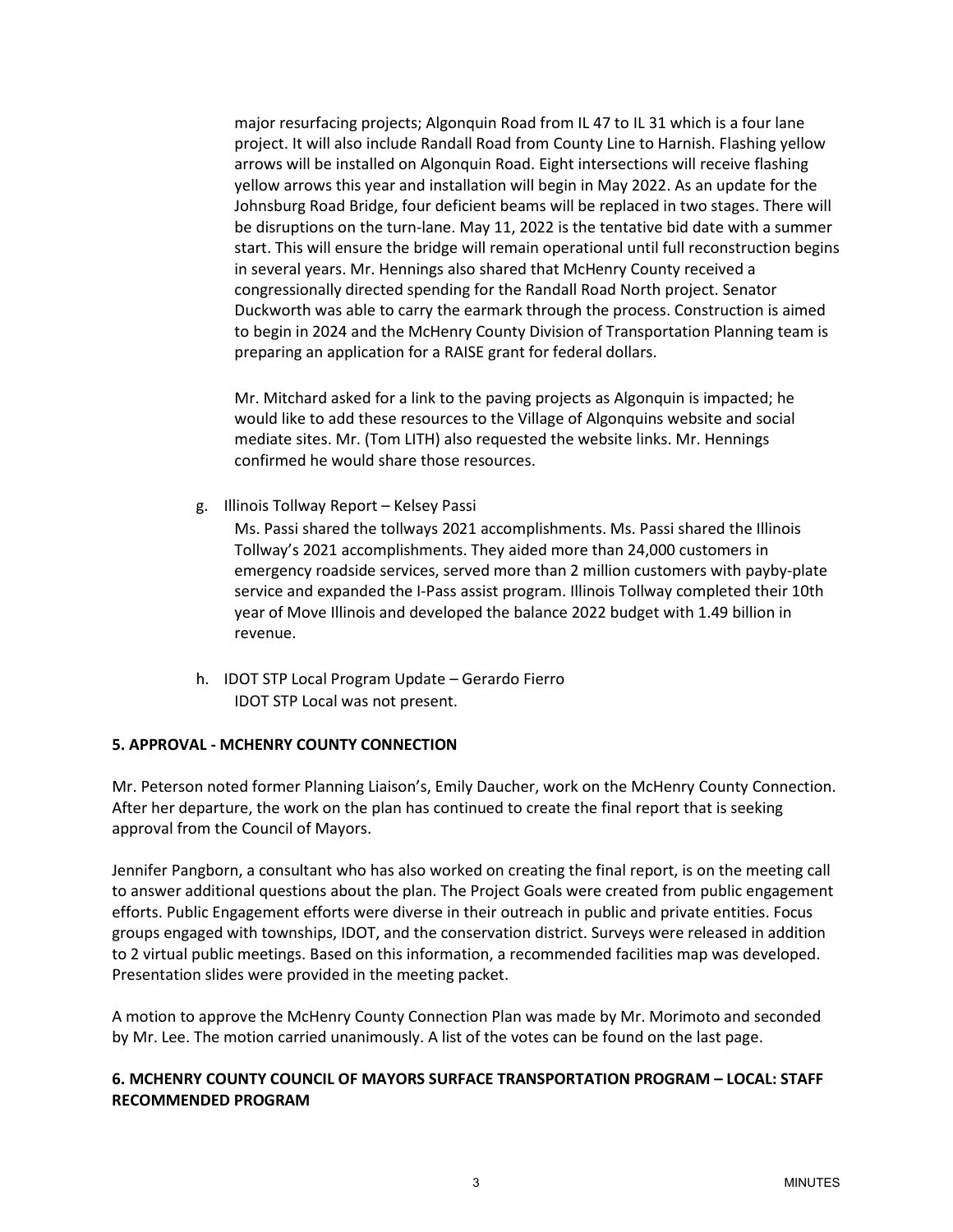major resurfacing projects; Algonquin Road from IL 47 to IL 31 which is a four lane project. It will also include Randall Road from County Line to Harnish. Flashing yellow arrows will be installed on Algonquin Road. Eight intersections will receive flashing yellow arrows this year and installation will begin in May 2022. As an update for the Johnsburg Road Bridge, four deficient beams will be replaced in two stages. There will be disruptions on the turn-lane. May 11, 2022 is the tentative bid date with a summer start. This will ensure the bridge will remain operational until full reconstruction begins in several years. Mr. Hennings also shared that McHenry County received a congressionally directed spending for the Randall Road North project. Senator Duckworth was able to carry the earmark through the process. Construction is aimed to begin in 2024 and the McHenry County Division of Transportation Planning team is preparing an application for a RAISE grant for federal dollars.

Mr. Mitchard asked for a link to the paving projects as Algonquin is impacted; he would like to add these resources to the Village of Algonquins website and social mediate sites. Mr. (Tom LITH) also requested the website links. Mr. Hennings confirmed he would share those resources.

g. Illinois Tollway Report – Kelsey Passi

Ms. Passi shared the tollways 2021 accomplishments. Ms. Passi shared the Illinois Tollway's 2021 accomplishments. They aided more than 24,000 customers in emergency roadside services, served more than 2 million customers with payby-plate service and expanded the I-Pass assist program. Illinois Tollway completed their 10th year of Move Illinois and developed the balance 2022 budget with 1.49 billion in revenue.

h. IDOT STP Local Program Update – Gerardo Fierro

IDOT STP Local was not present.

**5. APPROVAL - MCHENRY COUNTY CONNECTION**

Mr. Peterson noted former Planning Liaison's, Emily Daucher, work on the McHenry County Connection. After her departure, the work on the plan has continued to create the final report that is seeking approval from the Council of Mayors.

Jennifer Pangborn, a consultant who has also worked on creating the final report, is on the meeting call to answer additional questions about the plan. The Project Goals were created from public engagement efforts. Public Engagement efforts were diverse in their outreach in public and private entities. Focus groups engaged with townships, IDOT, and the conservation district. Surveys were released in addition to 2 virtual public meetings. Based on this information, a recommended facilities map was developed. Presentation slides were provided in the meeting packet.

A motion to approve the McHenry County Connection Plan was made by Mr. Morimoto and seconded by Mr. Lee. The motion carried unanimously. A list of the votes can be found on the last page.

**6. MCHENRY COUNTY COUNCIL OF MAYORS SURFACE TRANSPORTATION PROGRAM – LOCAL: STAFF RECOMMENDED PROGRAM**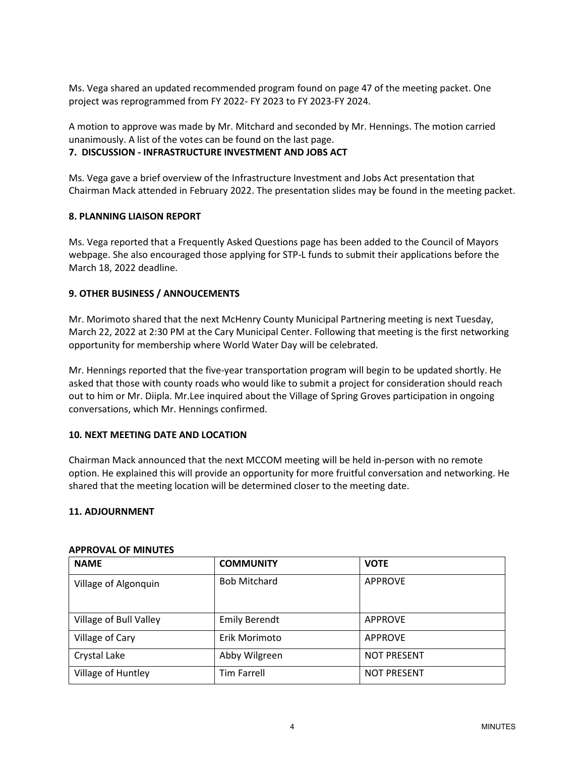Ms. Vega shared an updated recommended program found on page 47 of the meeting packet. One project was reprogrammed from FY 2022- FY 2023 to FY 2023-FY 2024.

A motion to approve was made by Mr. Mitchard and seconded by Mr. Hennings. The motion carried unanimously. A list of the votes can be found on the last page.

**7. DISCUSSION - INFRASTRUCTURE INVESTMENT AND JOBS ACT**

Ms. Vega gave a brief overview of the Infrastructure Investment and Jobs Act presentation that Chairman Mack attended in February 2022. The presentation slides may be found in the meeting packet.

**8. PLANNING LIAISON REPORT**

Ms. Vega reported that a Frequently Asked Questions page has been added to the Council of Mayors webpage. She also encouraged those applying for STP-L funds to submit their applications before the March 18, 2022 deadline.

**9. OTHER BUSINESS / ANNOUCEMENTS**

Mr. Morimoto shared that the next McHenry County Municipal Partnering meeting is next Tuesday, March 22, 2022 at 2:30 PM at the Cary Municipal Center. Following that meeting is the first networking opportunity for membership where World Water Day will be celebrated.

Mr. Hennings reported that the five-year transportation program will begin to be updated shortly. He asked that those with county roads who would like to submit a project for consideration should reach out to him or Mr. Diipla. Mr.Lee inquired about the Village of Spring Groves participation in ongoing conversations, which Mr. Hennings confirmed.

**10. NEXT MEETING DATE AND LOCATION**

Chairman Mack announced that the next MCCOM meeting will be held in-person with no remote option. He explained this will provide an opportunity for more fruitful conversation and networking. He shared that the meeting location will be determined closer to the meeting date.

**11. ADJOURNMENT**

**APPROVAL OF MINUTES**

| NAME | COMMUNITY | VOTE |
|---|---|---|
| Village of Algonquin | Bob Mitchard | APPROVE |
| Village of Bull Valley | Emily Berendt | APPROVE |
| Village of Cary | Erik Morimoto | APPROVE |
| Crystal Lake | Abby Wilgreen | NOT PRESENT |
| Village of Huntley | Tim Farrell | NOT PRESENT |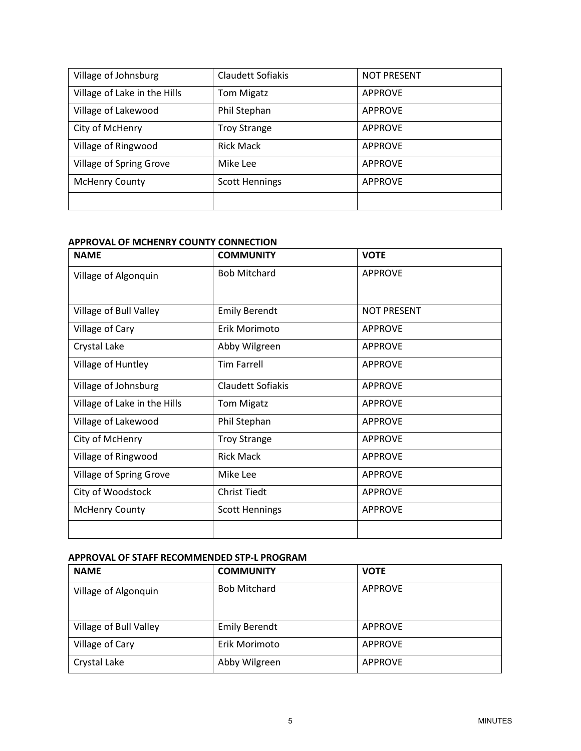| | | |
|---|---|---|
| Village of Johnsburg | Claudett Sofiakis | NOT PRESENT |
| Village of Lake in the Hills | Tom Migatz | APPROVE |
| Village of Lakewood | Phil Stephan | APPROVE |
| City of McHenry | Troy Strange | APPROVE |
| Village of Ringwood | Rick Mack | APPROVE |
| Village of Spring Grove | Mike Lee | APPROVE |
| McHenry County | Scott Hennings | APPROVE |
| | | |

**APPROVAL OF MCHENRY COUNTY CONNECTION**

| NAME | COMMUNITY | VOTE |
|---|---|---|
| Village of Algonquin | Bob Mitchard | APPROVE |
| Village of Bull Valley | Emily Berendt | NOT PRESENT |
| Village of Cary | Erik Morimoto | APPROVE |
| Crystal Lake | Abby Wilgreen | APPROVE |
| Village of Huntley | Tim Farrell | APPROVE |
| Village of Johnsburg | Claudett Sofiakis | APPROVE |
| Village of Lake in the Hills | Tom Migatz | APPROVE |
| Village of Lakewood | Phil Stephan | APPROVE |
| City of McHenry | Troy Strange | APPROVE |
| Village of Ringwood | Rick Mack | APPROVE |
| Village of Spring Grove | Mike Lee | APPROVE |
| City of Woodstock | Christ Tiedt | APPROVE |
| McHenry County | Scott Hennings | APPROVE |
| | | |

**APPROVAL OF STAFF RECOMMENDED STP-L PROGRAM**

| NAME | COMMUNITY | VOTE |
|---|---|---|
| Village of Algonquin | Bob Mitchard | APPROVE |
| Village of Bull Valley | Emily Berendt | APPROVE |
| Village of Cary | Erik Morimoto | APPROVE |
| Crystal Lake | Abby Wilgreen | APPROVE |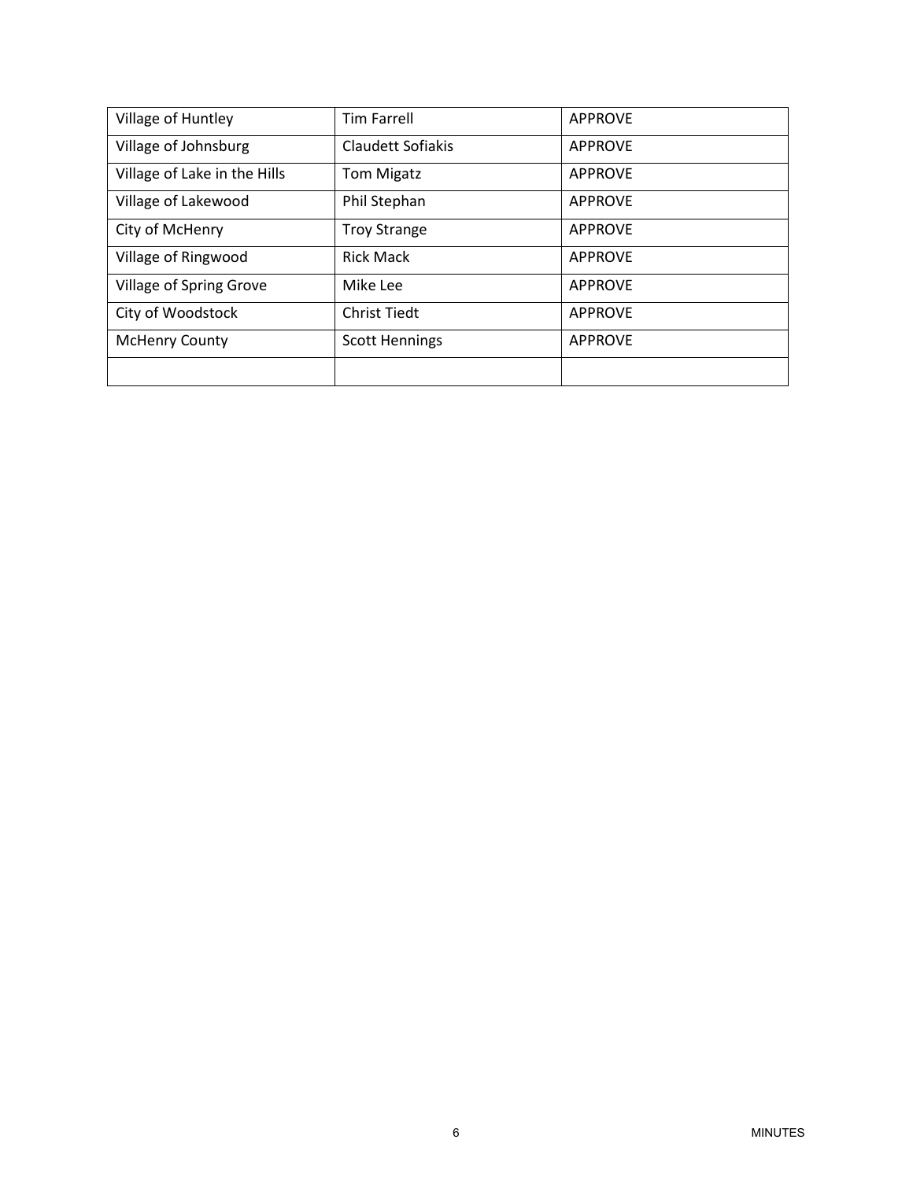| | | |
|---|---|---|
| Village of Huntley | Tim Farrell | APPROVE |
| Village of Johnsburg | Claudett Sofiakis | APPROVE |
| Village of Lake in the Hills | Tom Migatz | APPROVE |
| Village of Lakewood | Phil Stephan | APPROVE |
| City of McHenry | Troy Strange | APPROVE |
| Village of Ringwood | Rick Mack | APPROVE |
| Village of Spring Grove | Mike Lee | APPROVE |
| City of Woodstock | Christ Tiedt | APPROVE |
| McHenry County | Scott Hennings | APPROVE |
| | | |